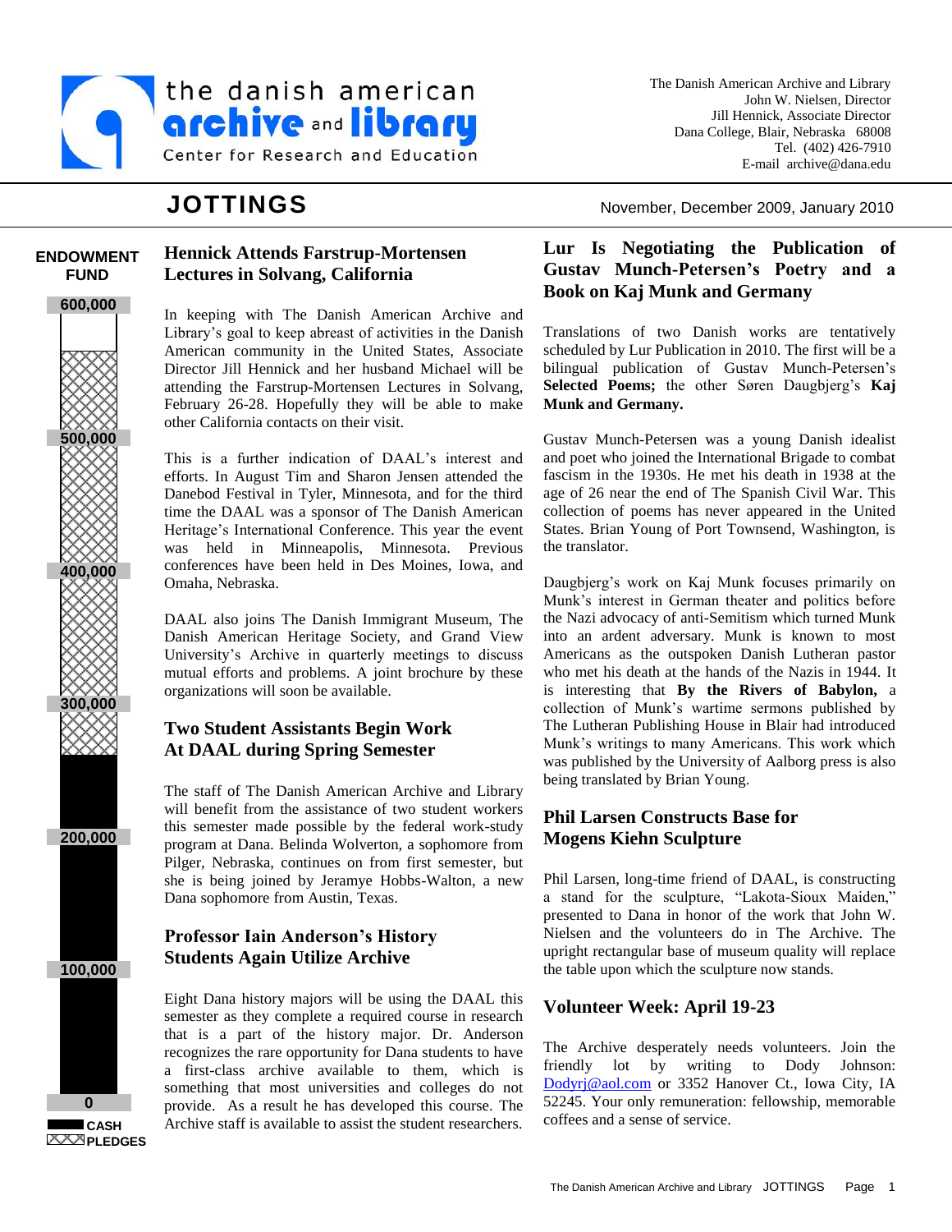the danish american **archive and library**
Center for Research and Education

The Danish American Archive and Library
John W. Nielsen, Director
Jill Hennick, Associate Director
Dana College, Blair, Nebraska 68008
Tel. (402) 426-7910
E-mail archive@dana.edu

# JOTTINGS

November, December 2009, January 2010

**ENDOWMENT FUND**

600,000
500,000
400,000
300,000
200,000
100,000
0

CASH
PLEDGES

## Hennick Attends Farstrup-Mortensen Lectures in Solvang, California

In keeping with The Danish American Archive and Library's goal to keep abreast of activities in the Danish American community in the United States, Associate Director Jill Hennick and her husband Michael will be attending the Farstrup-Mortensen Lectures in Solvang, February 26-28. Hopefully they will be able to make other California contacts on their visit.

This is a further indication of DAAL's interest and efforts. In August Tim and Sharon Jensen attended the Danebod Festival in Tyler, Minnesota, and for the third time the DAAL was a sponsor of The Danish American Heritage's International Conference. This year the event was held in Minneapolis, Minnesota. Previous conferences have been held in Des Moines, Iowa, and Omaha, Nebraska.

DAAL also joins The Danish Immigrant Museum, The Danish American Heritage Society, and Grand View University's Archive in quarterly meetings to discuss mutual efforts and problems. A joint brochure by these organizations will soon be available.

## Two Student Assistants Begin Work At DAAL during Spring Semester

The staff of The Danish American Archive and Library will benefit from the assistance of two student workers this semester made possible by the federal work-study program at Dana. Belinda Wolverton, a sophomore from Pilger, Nebraska, continues on from first semester, but she is being joined by Jeramye Hobbs-Walton, a new Dana sophomore from Austin, Texas.

## Professor Iain Anderson's History Students Again Utilize Archive

Eight Dana history majors will be using the DAAL this semester as they complete a required course in research that is a part of the history major. Dr. Anderson recognizes the rare opportunity for Dana students to have a first-class archive available to them, which is something that most universities and colleges do not provide. As a result he has developed this course. The Archive staff is available to assist the student researchers.

## Lur Is Negotiating the Publication of Gustav Munch-Petersen's Poetry and a Book on Kaj Munk and Germany

Translations of two Danish works are tentatively scheduled by Lur Publication in 2010. The first will be a bilingual publication of Gustav Munch-Petersen's **Selected Poems;** the other Søren Daugbjerg's **Kaj Munk and Germany.**

Gustav Munch-Petersen was a young Danish idealist and poet who joined the International Brigade to combat fascism in the 1930s. He met his death in 1938 at the age of 26 near the end of The Spanish Civil War. This collection of poems has never appeared in the United States. Brian Young of Port Townsend, Washington, is the translator.

Daugbjerg's work on Kaj Munk focuses primarily on Munk's interest in German theater and politics before the Nazi advocacy of anti-Semitism which turned Munk into an ardent adversary. Munk is known to most Americans as the outspoken Danish Lutheran pastor who met his death at the hands of the Nazis in 1944. It is interesting that **By the Rivers of Babylon,** a collection of Munk's wartime sermons published by The Lutheran Publishing House in Blair had introduced Munk's writings to many Americans. This work which was published by the University of Aalborg press is also being translated by Brian Young.

## Phil Larsen Constructs Base for Mogens Kiehn Sculpture

Phil Larsen, long-time friend of DAAL, is constructing a stand for the sculpture, "Lakota-Sioux Maiden," presented to Dana in honor of the work that John W. Nielsen and the volunteers do in The Archive. The upright rectangular base of museum quality will replace the table upon which the sculpture now stands.

## Volunteer Week: April 19-23

The Archive desperately needs volunteers. Join the friendly lot by writing to Dody Johnson: Dodyrj@aol.com or 3352 Hanover Ct., Iowa City, IA 52245. Your only remuneration: fellowship, memorable coffees and a sense of service.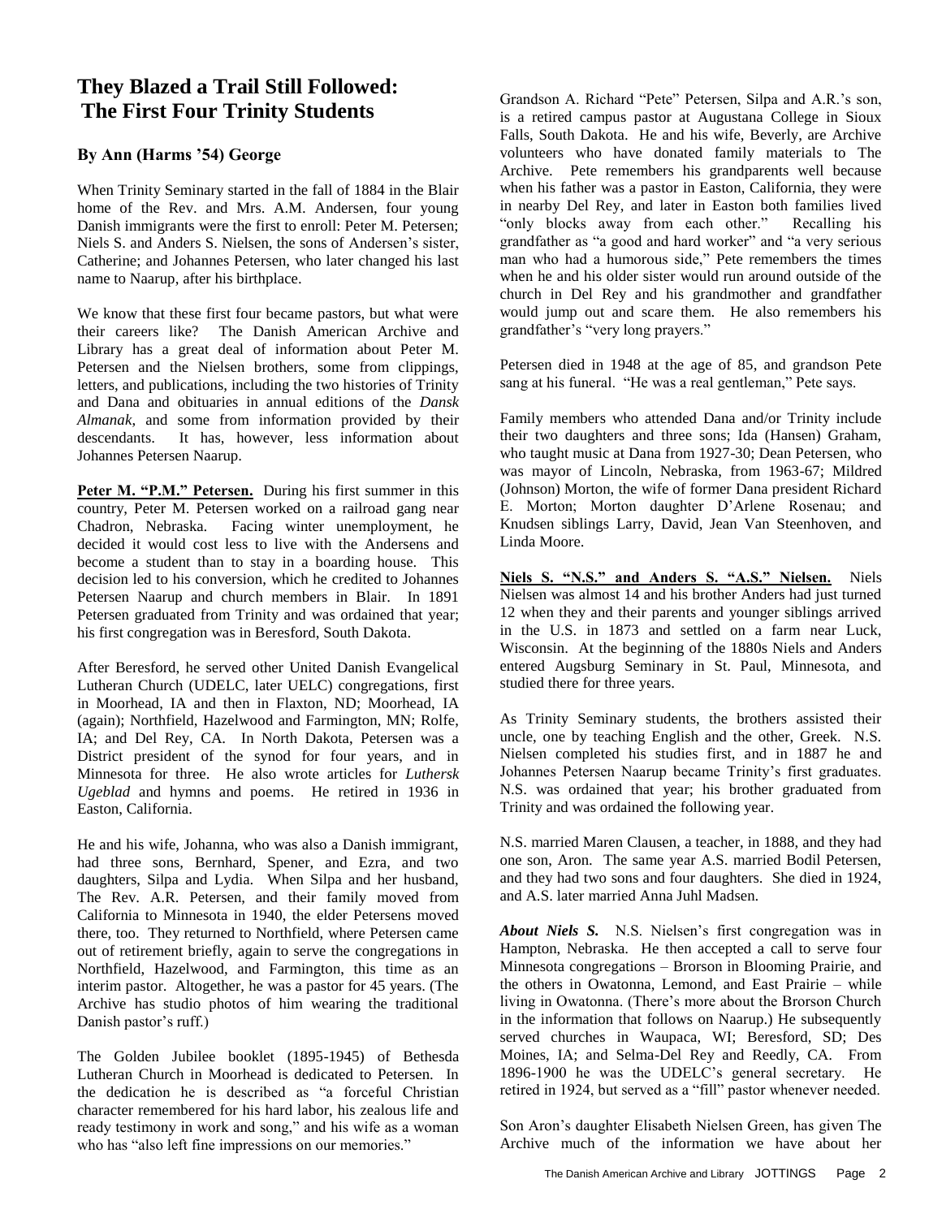# They Blazed a Trail Still Followed: The First Four Trinity Students

### By Ann (Harms '54) George

When Trinity Seminary started in the fall of 1884 in the Blair home of the Rev. and Mrs. A.M. Andersen, four young Danish immigrants were the first to enroll: Peter M. Petersen; Niels S. and Anders S. Nielsen, the sons of Andersen's sister, Catherine; and Johannes Petersen, who later changed his last name to Naarup, after his birthplace.

We know that these first four became pastors, but what were their careers like? The Danish American Archive and Library has a great deal of information about Peter M. Petersen and the Nielsen brothers, some from clippings, letters, and publications, including the two histories of Trinity and Dana and obituaries in annual editions of the *Dansk Almanak*, and some from information provided by their descendants. It has, however, less information about Johannes Petersen Naarup.

**Peter M. "P.M." Petersen.** During his first summer in this country, Peter M. Petersen worked on a railroad gang near Chadron, Nebraska. Facing winter unemployment, he decided it would cost less to live with the Andersens and become a student than to stay in a boarding house. This decision led to his conversion, which he credited to Johannes Petersen Naarup and church members in Blair. In 1891 Petersen graduated from Trinity and was ordained that year; his first congregation was in Beresford, South Dakota.

After Beresford, he served other United Danish Evangelical Lutheran Church (UDELC, later UELC) congregations, first in Moorhead, IA and then in Flaxton, ND; Moorhead, IA (again); Northfield, Hazelwood and Farmington, MN; Rolfe, IA; and Del Rey, CA. In North Dakota, Petersen was a District president of the synod for four years, and in Minnesota for three. He also wrote articles for *Luthersk Ugeblad* and hymns and poems. He retired in 1936 in Easton, California.

He and his wife, Johanna, who was also a Danish immigrant, had three sons, Bernhard, Spener, and Ezra, and two daughters, Silpa and Lydia. When Silpa and her husband, The Rev. A.R. Petersen, and their family moved from California to Minnesota in 1940, the elder Petersens moved there, too. They returned to Northfield, where Petersen came out of retirement briefly, again to serve the congregations in Northfield, Hazelwood, and Farmington, this time as an interim pastor. Altogether, he was a pastor for 45 years. (The Archive has studio photos of him wearing the traditional Danish pastor's ruff.)

The Golden Jubilee booklet (1895-1945) of Bethesda Lutheran Church in Moorhead is dedicated to Petersen. In the dedication he is described as "a forceful Christian character remembered for his hard labor, his zealous life and ready testimony in work and song," and his wife as a woman who has "also left fine impressions on our memories."

Grandson A. Richard "Pete" Petersen, Silpa and A.R.'s son, is a retired campus pastor at Augustana College in Sioux Falls, South Dakota. He and his wife, Beverly, are Archive volunteers who have donated family materials to The Archive. Pete remembers his grandparents well because when his father was a pastor in Easton, California, they were in nearby Del Rey, and later in Easton both families lived "only blocks away from each other." Recalling his grandfather as "a good and hard worker" and "a very serious man who had a humorous side," Pete remembers the times when he and his older sister would run around outside of the church in Del Rey and his grandmother and grandfather would jump out and scare them. He also remembers his grandfather's "very long prayers."

Petersen died in 1948 at the age of 85, and grandson Pete sang at his funeral. "He was a real gentleman," Pete says.

Family members who attended Dana and/or Trinity include their two daughters and three sons; Ida (Hansen) Graham, who taught music at Dana from 1927-30; Dean Petersen, who was mayor of Lincoln, Nebraska, from 1963-67; Mildred (Johnson) Morton, the wife of former Dana president Richard E. Morton; Morton daughter D'Arlene Rosenau; and Knudsen siblings Larry, David, Jean Van Steenhoven, and Linda Moore.

**Niels S. "N.S." and Anders S. "A.S." Nielsen.** Niels Nielsen was almost 14 and his brother Anders had just turned 12 when they and their parents and younger siblings arrived in the U.S. in 1873 and settled on a farm near Luck, Wisconsin. At the beginning of the 1880s Niels and Anders entered Augsburg Seminary in St. Paul, Minnesota, and studied there for three years.

As Trinity Seminary students, the brothers assisted their uncle, one by teaching English and the other, Greek. N.S. Nielsen completed his studies first, and in 1887 he and Johannes Petersen Naarup became Trinity's first graduates. N.S. was ordained that year; his brother graduated from Trinity and was ordained the following year.

N.S. married Maren Clausen, a teacher, in 1888, and they had one son, Aron. The same year A.S. married Bodil Petersen, and they had two sons and four daughters. She died in 1924, and A.S. later married Anna Juhl Madsen.

***About Niels S.*** N.S. Nielsen's first congregation was in Hampton, Nebraska. He then accepted a call to serve four Minnesota congregations – Brorson in Blooming Prairie, and the others in Owatonna, Lemond, and East Prairie – while living in Owatonna. (There's more about the Brorson Church in the information that follows on Naarup.) He subsequently served churches in Waupaca, WI; Beresford, SD; Des Moines, IA; and Selma-Del Rey and Reedly, CA. From 1896-1900 he was the UDELC's general secretary. He retired in 1924, but served as a "fill" pastor whenever needed.

Son Aron's daughter Elisabeth Nielsen Green, has given The Archive much of the information we have about her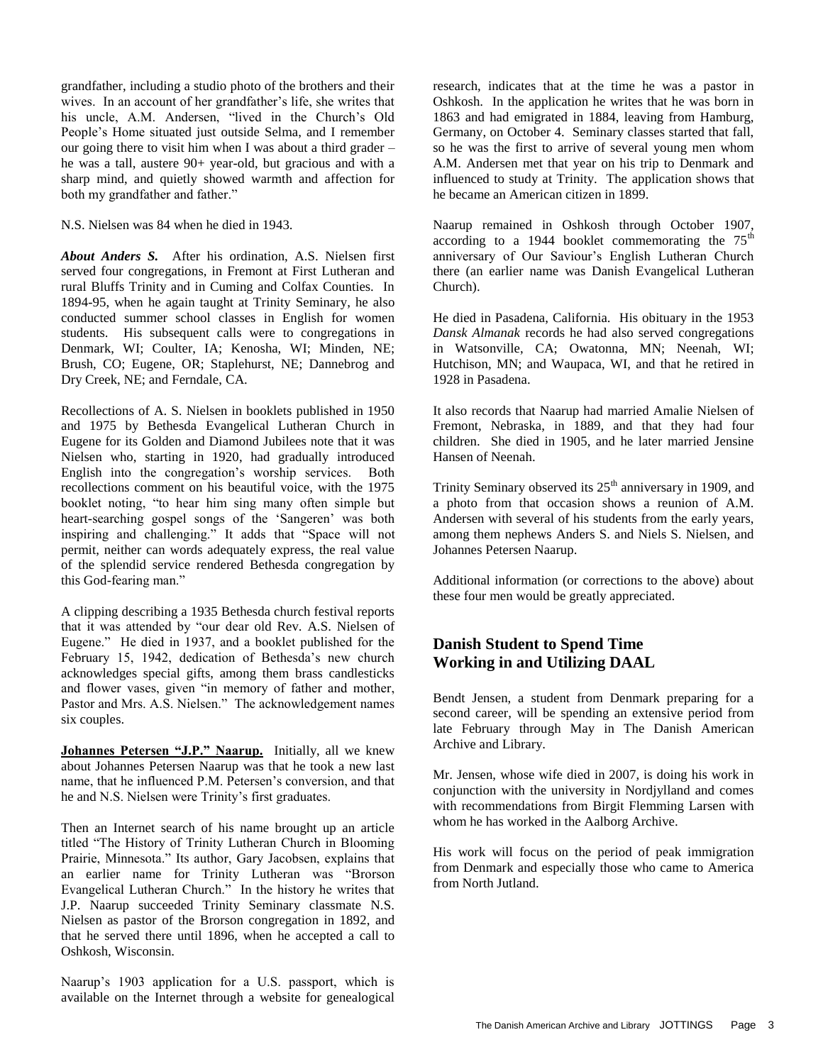grandfather, including a studio photo of the brothers and their wives. In an account of her grandfather's life, she writes that his uncle, A.M. Andersen, "lived in the Church's Old People's Home situated just outside Selma, and I remember our going there to visit him when I was about a third grader – he was a tall, austere 90+ year-old, but gracious and with a sharp mind, and quietly showed warmth and affection for both my grandfather and father."

N.S. Nielsen was 84 when he died in 1943.

***About Anders S.*** After his ordination, A.S. Nielsen first served four congregations, in Fremont at First Lutheran and rural Bluffs Trinity and in Cuming and Colfax Counties. In 1894-95, when he again taught at Trinity Seminary, he also conducted summer school classes in English for women students. His subsequent calls were to congregations in Denmark, WI; Coulter, IA; Kenosha, WI; Minden, NE; Brush, CO; Eugene, OR; Staplehurst, NE; Dannebrog and Dry Creek, NE; and Ferndale, CA.

Recollections of A. S. Nielsen in booklets published in 1950 and 1975 by Bethesda Evangelical Lutheran Church in Eugene for its Golden and Diamond Jubilees note that it was Nielsen who, starting in 1920, had gradually introduced English into the congregation's worship services. Both recollections comment on his beautiful voice, with the 1975 booklet noting, "to hear him sing many often simple but heart-searching gospel songs of the 'Sangeren' was both inspiring and challenging." It adds that "Space will not permit, neither can words adequately express, the real value of the splendid service rendered Bethesda congregation by this God-fearing man."

A clipping describing a 1935 Bethesda church festival reports that it was attended by "our dear old Rev. A.S. Nielsen of Eugene." He died in 1937, and a booklet published for the February 15, 1942, dedication of Bethesda's new church acknowledges special gifts, among them brass candlesticks and flower vases, given "in memory of father and mother, Pastor and Mrs. A.S. Nielsen." The acknowledgement names six couples.

**Johannes Petersen "J.P." Naarup.** Initially, all we knew about Johannes Petersen Naarup was that he took a new last name, that he influenced P.M. Petersen's conversion, and that he and N.S. Nielsen were Trinity's first graduates.

Then an Internet search of his name brought up an article titled "The History of Trinity Lutheran Church in Blooming Prairie, Minnesota." Its author, Gary Jacobsen, explains that an earlier name for Trinity Lutheran was "Brorson Evangelical Lutheran Church." In the history he writes that J.P. Naarup succeeded Trinity Seminary classmate N.S. Nielsen as pastor of the Brorson congregation in 1892, and that he served there until 1896, when he accepted a call to Oshkosh, Wisconsin.

Naarup's 1903 application for a U.S. passport, which is available on the Internet through a website for genealogical research, indicates that at the time he was a pastor in Oshkosh. In the application he writes that he was born in 1863 and had emigrated in 1884, leaving from Hamburg, Germany, on October 4. Seminary classes started that fall, so he was the first to arrive of several young men whom A.M. Andersen met that year on his trip to Denmark and influenced to study at Trinity. The application shows that he became an American citizen in 1899.

Naarup remained in Oshkosh through October 1907, according to a 1944 booklet commemorating the 75th anniversary of Our Saviour's English Lutheran Church there (an earlier name was Danish Evangelical Lutheran Church).

He died in Pasadena, California. His obituary in the 1953 *Dansk Almanak* records he had also served congregations in Watsonville, CA; Owatonna, MN; Neenah, WI; Hutchison, MN; and Waupaca, WI, and that he retired in 1928 in Pasadena.

It also records that Naarup had married Amalie Nielsen of Fremont, Nebraska, in 1889, and that they had four children. She died in 1905, and he later married Jensine Hansen of Neenah.

Trinity Seminary observed its 25th anniversary in 1909, and a photo from that occasion shows a reunion of A.M. Andersen with several of his students from the early years, among them nephews Anders S. and Niels S. Nielsen, and Johannes Petersen Naarup.

Additional information (or corrections to the above) about these four men would be greatly appreciated.

## Danish Student to Spend Time Working in and Utilizing DAAL

Bendt Jensen, a student from Denmark preparing for a second career, will be spending an extensive period from late February through May in The Danish American Archive and Library.

Mr. Jensen, whose wife died in 2007, is doing his work in conjunction with the university in Nordjylland and comes with recommendations from Birgit Flemming Larsen with whom he has worked in the Aalborg Archive.

His work will focus on the period of peak immigration from Denmark and especially those who came to America from North Jutland.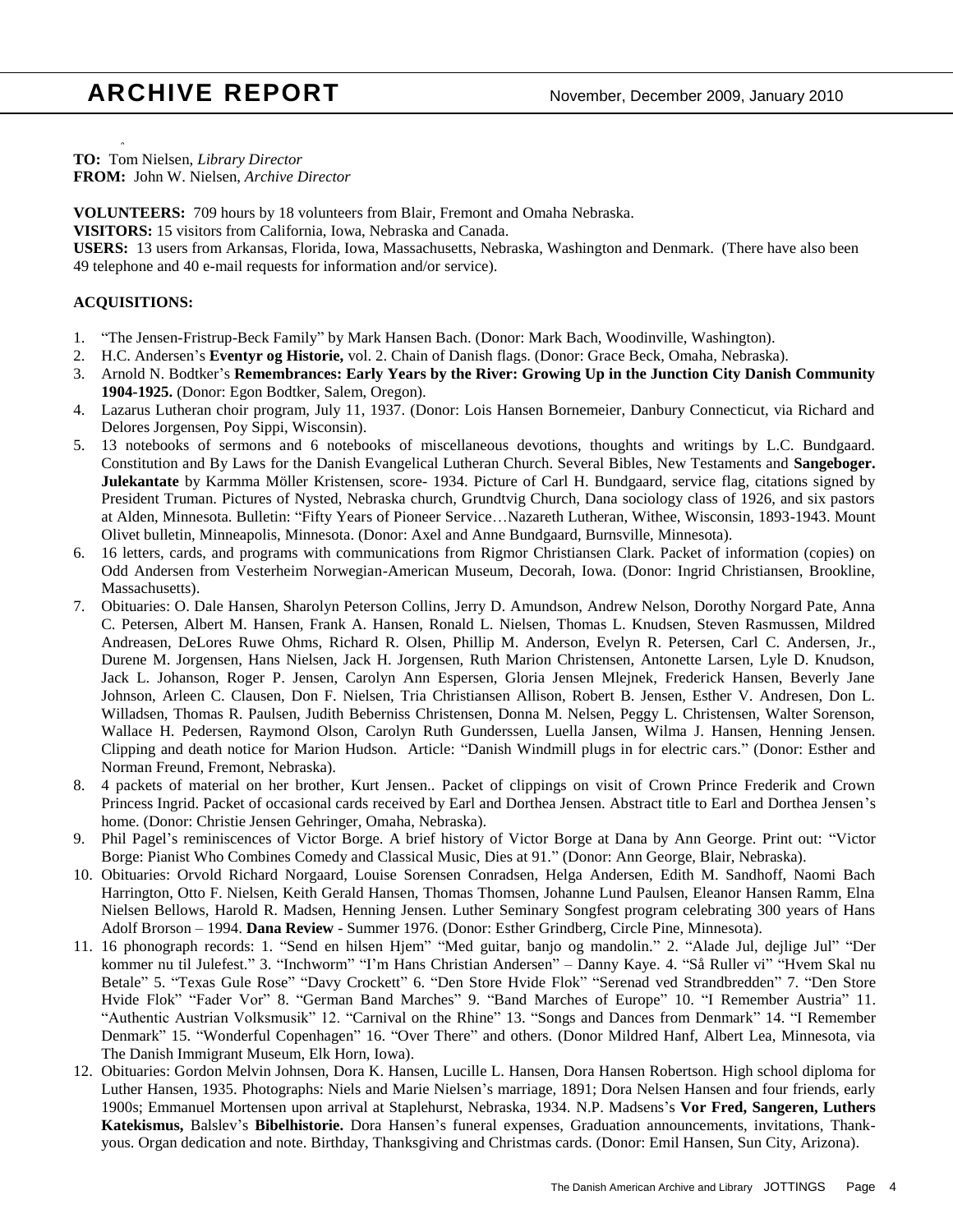# ARCHIVE REPORT

November, December 2009, January 2010

**TO:** Tom Nielsen, *Library Director*
**FROM:** John W. Nielsen, *Archive Director*

**VOLUNTEERS:** 709 hours by 18 volunteers from Blair, Fremont and Omaha Nebraska.
**VISITORS:** 15 visitors from California, Iowa, Nebraska and Canada.
**USERS:** 13 users from Arkansas, Florida, Iowa, Massachusetts, Nebraska, Washington and Denmark. (There have also been 49 telephone and 40 e-mail requests for information and/or service).

**ACQUISITIONS:**

1. "The Jensen-Fristrup-Beck Family" by Mark Hansen Bach. (Donor: Mark Bach, Woodinville, Washington).
2. H.C. Andersen's **Eventyr og Historie,** vol. 2. Chain of Danish flags. (Donor: Grace Beck, Omaha, Nebraska).
3. Arnold N. Bodtker's **Remembrances: Early Years by the River: Growing Up in the Junction City Danish Community 1904-1925.** (Donor: Egon Bodtker, Salem, Oregon).
4. Lazarus Lutheran choir program, July 11, 1937. (Donor: Lois Hansen Bornemeier, Danbury Connecticut, via Richard and Delores Jorgensen, Poy Sippi, Wisconsin).
5. 13 notebooks of sermons and 6 notebooks of miscellaneous devotions, thoughts and writings by L.C. Bundgaard. Constitution and By Laws for the Danish Evangelical Lutheran Church. Several Bibles, New Testaments and **Sangeboger. Julekantate** by Karmma Möller Kristensen, score- 1934. Picture of Carl H. Bundgaard, service flag, citations signed by President Truman. Pictures of Nysted, Nebraska church, Grundtvig Church, Dana sociology class of 1926, and six pastors at Alden, Minnesota. Bulletin: "Fifty Years of Pioneer Service…Nazareth Lutheran, Withee, Wisconsin, 1893-1943. Mount Olivet bulletin, Minneapolis, Minnesota. (Donor: Axel and Anne Bundgaard, Burnsville, Minnesota).
6. 16 letters, cards, and programs with communications from Rigmor Christiansen Clark. Packet of information (copies) on Odd Andersen from Vesterheim Norwegian-American Museum, Decorah, Iowa. (Donor: Ingrid Christiansen, Brookline, Massachusetts).
7. Obituaries: O. Dale Hansen, Sharolyn Peterson Collins, Jerry D. Amundson, Andrew Nelson, Dorothy Norgard Pate, Anna C. Petersen, Albert M. Hansen, Frank A. Hansen, Ronald L. Nielsen, Thomas L. Knudsen, Steven Rasmussen, Mildred Andreasen, DeLores Ruwe Ohms, Richard R. Olsen, Phillip M. Anderson, Evelyn R. Petersen, Carl C. Andersen, Jr., Durene M. Jorgensen, Hans Nielsen, Jack H. Jorgensen, Ruth Marion Christensen, Antonette Larsen, Lyle D. Knudson, Jack L. Johanson, Roger P. Jensen, Carolyn Ann Espersen, Gloria Jensen Mlejnek, Frederick Hansen, Beverly Jane Johnson, Arleen C. Clausen, Don F. Nielsen, Tria Christiansen Allison, Robert B. Jensen, Esther V. Andresen, Don L. Willadsen, Thomas R. Paulsen, Judith Beberniss Christensen, Donna M. Nelsen, Peggy L. Christensen, Walter Sorenson, Wallace H. Pedersen, Raymond Olson, Carolyn Ruth Gunderssen, Luella Jansen, Wilma J. Hansen, Henning Jensen. Clipping and death notice for Marion Hudson. Article: "Danish Windmill plugs in for electric cars." (Donor: Esther and Norman Freund, Fremont, Nebraska).
8. 4 packets of material on her brother, Kurt Jensen.. Packet of clippings on visit of Crown Prince Frederik and Crown Princess Ingrid. Packet of occasional cards received by Earl and Dorthea Jensen. Abstract title to Earl and Dorthea Jensen's home. (Donor: Christie Jensen Gehringer, Omaha, Nebraska).
9. Phil Pagel's reminiscences of Victor Borge. A brief history of Victor Borge at Dana by Ann George. Print out: "Victor Borge: Pianist Who Combines Comedy and Classical Music, Dies at 91." (Donor: Ann George, Blair, Nebraska).
10. Obituaries: Orvold Richard Norgaard, Louise Sorensen Conradsen, Helga Andersen, Edith M. Sandhoff, Naomi Bach Harrington, Otto F. Nielsen, Keith Gerald Hansen, Thomas Thomsen, Johanne Lund Paulsen, Eleanor Hansen Ramm, Elna Nielsen Bellows, Harold R. Madsen, Henning Jensen. Luther Seminary Songfest program celebrating 300 years of Hans Adolf Brorson – 1994. **Dana Review** - Summer 1976. (Donor: Esther Grindberg, Circle Pine, Minnesota).
11. 16 phonograph records: 1. "Send en hilsen Hjem" "Med guitar, banjo og mandolin." 2. "Alade Jul, dejlige Jul" "Der kommer nu til Julefest." 3. "Inchworm" "I'm Hans Christian Andersen" – Danny Kaye. 4. "Så Ruller vi" "Hvem Skal nu Betale" 5. "Texas Gule Rose" "Davy Crockett" 6. "Den Store Hvide Flok" "Serenad ved Strandbredden" 7. "Den Store Hvide Flok" "Fader Vor" 8. "German Band Marches" 9. "Band Marches of Europe" 10. "I Remember Austria" 11. "Authentic Austrian Volksmusik" 12. "Carnival on the Rhine" 13. "Songs and Dances from Denmark" 14. "I Remember Denmark" 15. "Wonderful Copenhagen" 16. "Over There" and others. (Donor Mildred Hanf, Albert Lea, Minnesota, via The Danish Immigrant Museum, Elk Horn, Iowa).
12. Obituaries: Gordon Melvin Johnsen, Dora K. Hansen, Lucille L. Hansen, Dora Hansen Robertson. High school diploma for Luther Hansen, 1935. Photographs: Niels and Marie Nielsen's marriage, 1891; Dora Nelsen Hansen and four friends, early 1900s; Emmanuel Mortensen upon arrival at Staplehurst, Nebraska, 1934. N.P. Madsens's **Vor Fred, Sangeren, Luthers Katekismus,** Balslev's **Bibelhistorie.** Dora Hansen's funeral expenses, Graduation announcements, invitations, Thank-yous. Organ dedication and note. Birthday, Thanksgiving and Christmas cards. (Donor: Emil Hansen, Sun City, Arizona).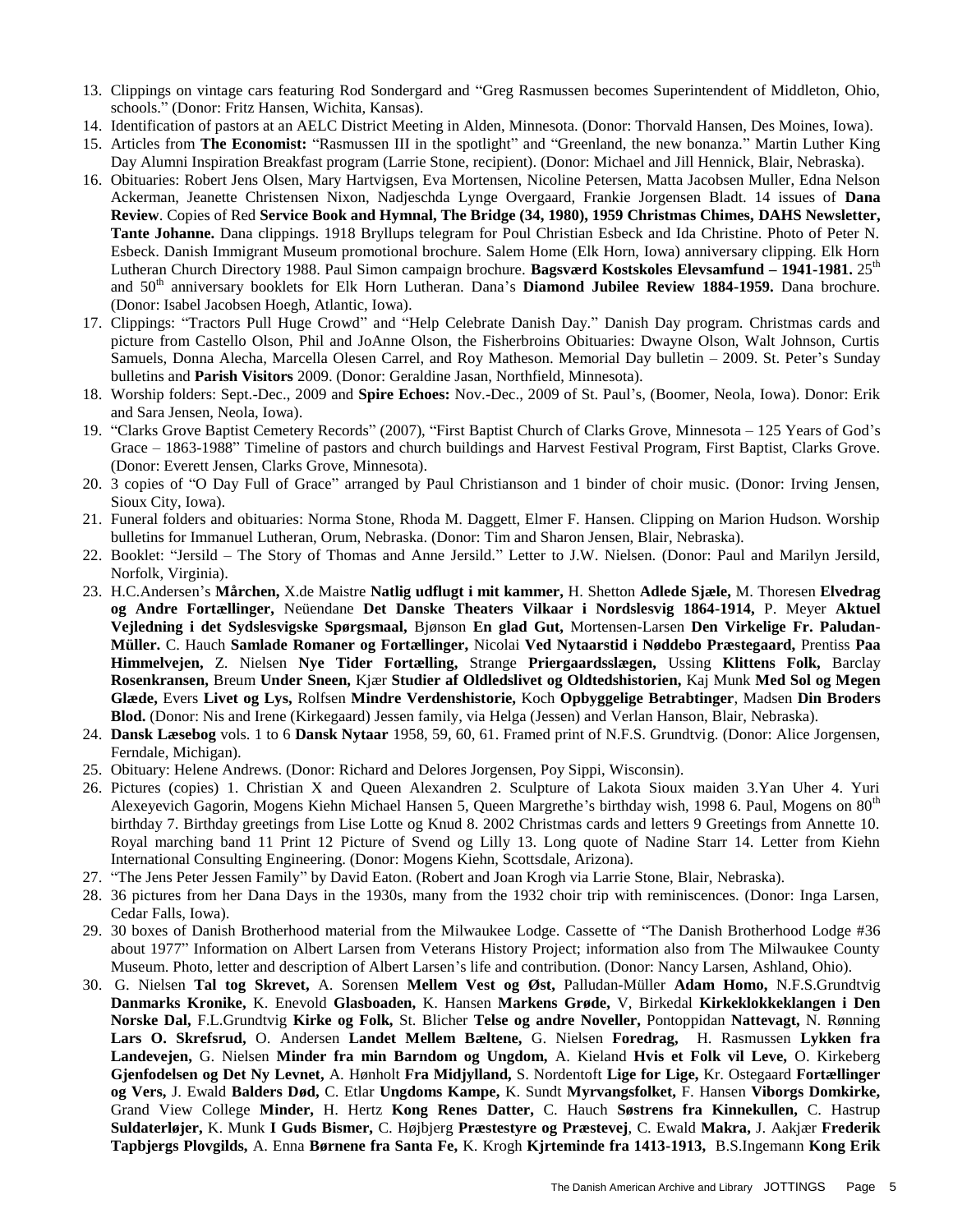13. Clippings on vintage cars featuring Rod Sondergard and "Greg Rasmussen becomes Superintendent of Middleton, Ohio, schools." (Donor: Fritz Hansen, Wichita, Kansas).
14. Identification of pastors at an AELC District Meeting in Alden, Minnesota. (Donor: Thorvald Hansen, Des Moines, Iowa).
15. Articles from **The Economist:** "Rasmussen III in the spotlight" and "Greenland, the new bonanza." Martin Luther King Day Alumni Inspiration Breakfast program (Larrie Stone, recipient). (Donor: Michael and Jill Hennick, Blair, Nebraska).
16. Obituaries: Robert Jens Olsen, Mary Hartvigsen, Eva Mortensen, Nicoline Petersen, Matta Jacobsen Muller, Edna Nelson Ackerman, Jeanette Christensen Nixon, Nadjeschda Lynge Overgaard, Frankie Jorgensen Bladt. 14 issues of **Dana Review**. Copies of Red **Service Book and Hymnal, The Bridge (34, 1980), 1959 Christmas Chimes, DAHS Newsletter, Tante Johanne.** Dana clippings. 1918 Bryllups telegram for Poul Christian Esbeck and Ida Christine. Photo of Peter N. Esbeck. Danish Immigrant Museum promotional brochure. Salem Home (Elk Horn, Iowa) anniversary clipping. Elk Horn Lutheran Church Directory 1988. Paul Simon campaign brochure. **Bagsværd Kostskoles Elevsamfund – 1941-1981.** 25th and 50th anniversary booklets for Elk Horn Lutheran. Dana's **Diamond Jubilee Review 1884-1959.** Dana brochure. (Donor: Isabel Jacobsen Hoegh, Atlantic, Iowa).
17. Clippings: "Tractors Pull Huge Crowd" and "Help Celebrate Danish Day." Danish Day program. Christmas cards and picture from Castello Olson, Phil and JoAnne Olson, the Fisherbroins Obituaries: Dwayne Olson, Walt Johnson, Curtis Samuels, Donna Alecha, Marcella Olesen Carrel, and Roy Matheson. Memorial Day bulletin – 2009. St. Peter's Sunday bulletins and **Parish Visitors** 2009. (Donor: Geraldine Jasan, Northfield, Minnesota).
18. Worship folders: Sept.-Dec., 2009 and **Spire Echoes:** Nov.-Dec., 2009 of St. Paul's, (Boomer, Neola, Iowa). Donor: Erik and Sara Jensen, Neola, Iowa).
19. "Clarks Grove Baptist Cemetery Records" (2007), "First Baptist Church of Clarks Grove, Minnesota – 125 Years of God's Grace – 1863-1988" Timeline of pastors and church buildings and Harvest Festival Program, First Baptist, Clarks Grove. (Donor: Everett Jensen, Clarks Grove, Minnesota).
20. 3 copies of "O Day Full of Grace" arranged by Paul Christianson and 1 binder of choir music. (Donor: Irving Jensen, Sioux City, Iowa).
21. Funeral folders and obituaries: Norma Stone, Rhoda M. Daggett, Elmer F. Hansen. Clipping on Marion Hudson. Worship bulletins for Immanuel Lutheran, Orum, Nebraska. (Donor: Tim and Sharon Jensen, Blair, Nebraska).
22. Booklet: "Jersild – The Story of Thomas and Anne Jersild." Letter to J.W. Nielsen. (Donor: Paul and Marilyn Jersild, Norfolk, Virginia).
23. H.C.Andersen's **Mårchen,** X.de Maistre **Natlig udflugt i mit kammer,** H. Shetton **Adlede Sjæle,** M. Thoresen **Elvedrag og Andre Fortællinger,** Neüendane **Det Danske Theaters Vilkaar i Nordslesvig 1864-1914,** P. Meyer **Aktuel Vejledning i det Sydslesvigske Spørgsmaal,** Bjønson **En glad Gut,** Mortensen-Larsen **Den Virkelige Fr. Paludan-Müller.** C. Hauch **Samlade Romaner og Fortællinger,** Nicolai **Ved Nytaarstid i Nøddebo Præstegaard,** Prentiss **Paa Himmelvejen,** Z. Nielsen **Nye Tider Fortælling,** Strange **Priergaardsslægen,** Ussing **Klittens Folk,** Barclay **Rosenkransen,** Breum **Under Sneen,** Kjær **Studier af Oldledslivet og Oldtedshistorien,** Kaj Munk **Med Sol og Megen Glæde,** Evers **Livet og Lys,** Rolfsen **Mindre Verdenshistorie,** Koch **Opbyggelige Betrabtinger**, Madsen **Din Broders Blod.** (Donor: Nis and Irene (Kirkegaard) Jessen family, via Helga (Jessen) and Verlan Hanson, Blair, Nebraska).
24. **Dansk Læsebog** vols. 1 to 6 **Dansk Nytaar** 1958, 59, 60, 61. Framed print of N.F.S. Grundtvig. (Donor: Alice Jorgensen, Ferndale, Michigan).
25. Obituary: Helene Andrews. (Donor: Richard and Delores Jorgensen, Poy Sippi, Wisconsin).
26. Pictures (copies) 1. Christian X and Queen Alexandren 2. Sculpture of Lakota Sioux maiden 3.Yan Uher 4. Yuri Alexeyevich Gagorin, Mogens Kiehn Michael Hansen 5, Queen Margrethe's birthday wish, 1998 6. Paul, Mogens on 80th birthday 7. Birthday greetings from Lise Lotte og Knud 8. 2002 Christmas cards and letters 9 Greetings from Annette 10. Royal marching band 11 Print 12 Picture of Svend og Lilly 13. Long quote of Nadine Starr 14. Letter from Kiehn International Consulting Engineering. (Donor: Mogens Kiehn, Scottsdale, Arizona).
27. "The Jens Peter Jessen Family" by David Eaton. (Robert and Joan Krogh via Larrie Stone, Blair, Nebraska).
28. 36 pictures from her Dana Days in the 1930s, many from the 1932 choir trip with reminiscences. (Donor: Inga Larsen, Cedar Falls, Iowa).
29. 30 boxes of Danish Brotherhood material from the Milwaukee Lodge. Cassette of "The Danish Brotherhood Lodge #36 about 1977" Information on Albert Larsen from Veterans History Project; information also from The Milwaukee County Museum. Photo, letter and description of Albert Larsen's life and contribution. (Donor: Nancy Larsen, Ashland, Ohio).
30. G. Nielsen **Tal tog Skrevet,** A. Sorensen **Mellem Vest og Øst,** Palludan-Müller **Adam Homo,** N.F.S.Grundtvig **Danmarks Kronike,** K. Enevold **Glasboaden,** K. Hansen **Markens Grøde,** V, Birkedal **Kirkeklokkeklangen i Den Norske Dal,** F.L.Grundtvig **Kirke og Folk,** St. Blicher **Telse og andre Noveller,** Pontoppidan **Nattevagt,** N. Rønning **Lars O. Skrefsrud,** O. Andersen **Landet Mellem Bæltene,** G. Nielsen **Foredrag,** H. Rasmussen **Lykken fra Landevejen,** G. Nielsen **Minder fra min Barndom og Ungdom,** A. Kieland **Hvis et Folk vil Leve,** O. Kirkeberg **Gjenfodelsen og Det Ny Levnet,** A. Hønholt **Fra Midjylland,** S. Nordentoft **Lige for Lige,** Kr. Ostegaard **Fortællinger og Vers,** J. Ewald **Balders Død,** C. Etlar **Ungdoms Kampe,** K. Sundt **Myrvangsfolket,** F. Hansen **Viborgs Domkirke,** Grand View College **Minder,** H. Hertz **Kong Renes Datter,** C. Hauch **Søstrens fra Kinnekullen,** C. Hastrup **Suldaterløjer,** K. Munk **I Guds Bismer,** C. Højbjerg **Præstestyre og Præstevej**, C. Ewald **Makra,** J. Aakjær **Frederik Tapbjergs Plovgilds,** A. Enna **Børnene fra Santa Fe,** K. Krogh **Kjrteminde fra 1413-1913,** B.S.Ingemann **Kong Erik**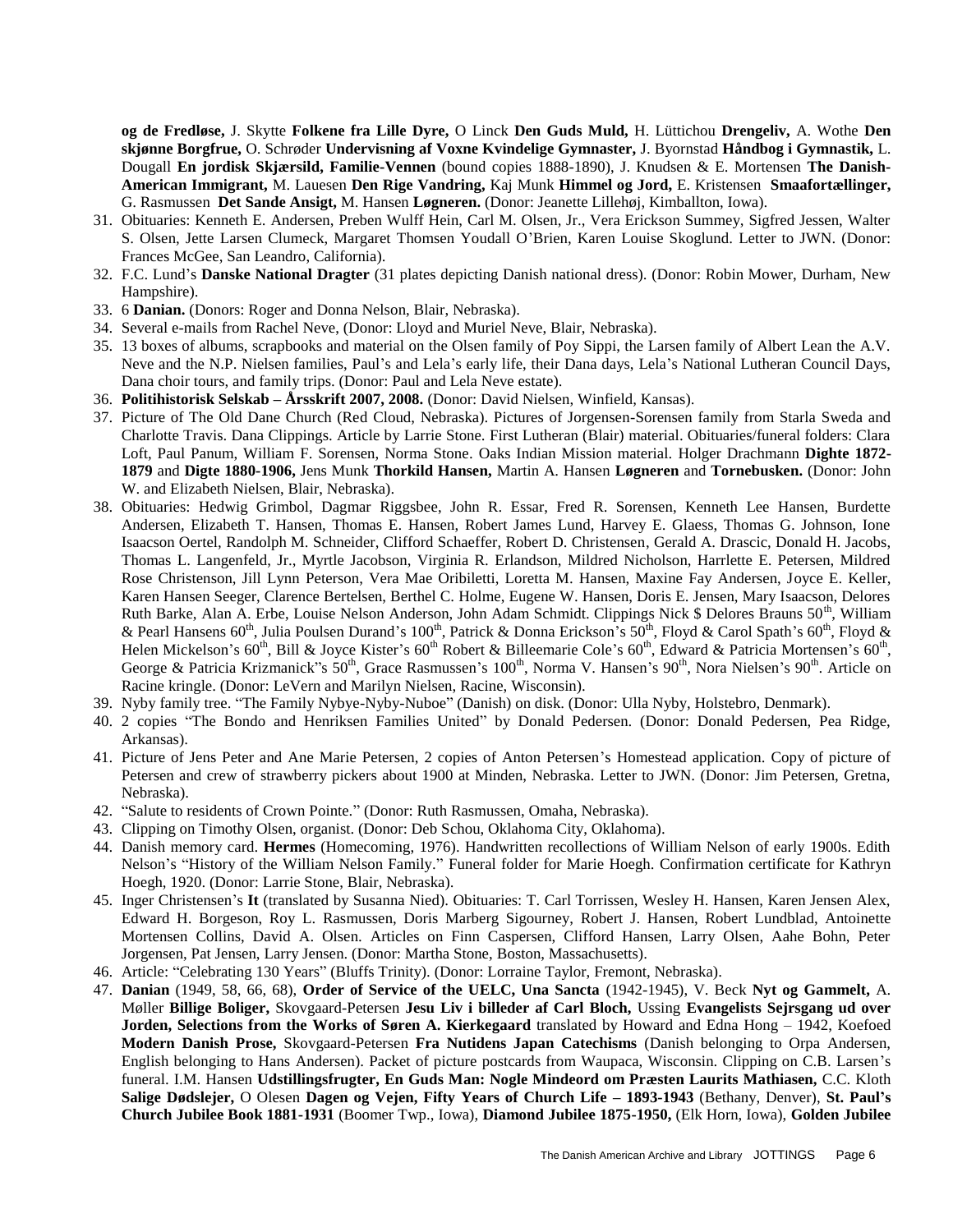**og de Fredløse,** J. Skytte **Folkene fra Lille Dyre,** O Linck **Den Guds Muld,** H. Lüttichou **Drengeliv,** A. Wothe **Den skjønne Borgfrue,** O. Schrøder **Undervisning af Voxne Kvindelige Gymnaster,** J. Byornstad **Håndbog i Gymnastik,** L. Dougall **En jordisk Skjærsild, Familie-Vennen** (bound copies 1888-1890), J. Knudsen & E. Mortensen **The Danish-American Immigrant,** M. Lauesen **Den Rige Vandring,** Kaj Munk **Himmel og Jord,** E. Kristensen **Smaafortællinger,** G. Rasmussen **Det Sande Ansigt,** M. Hansen **Løgneren.** (Donor: Jeanette Lillehøj, Kimballton, Iowa).

31. Obituaries: Kenneth E. Andersen, Preben Wulff Hein, Carl M. Olsen, Jr., Vera Erickson Summey, Sigfred Jessen, Walter S. Olsen, Jette Larsen Clumeck, Margaret Thomsen Youdall O'Brien, Karen Louise Skoglund. Letter to JWN. (Donor: Frances McGee, San Leandro, California).
32. F.C. Lund's **Danske National Dragter** (31 plates depicting Danish national dress). (Donor: Robin Mower, Durham, New Hampshire).
33. 6 **Danian.** (Donors: Roger and Donna Nelson, Blair, Nebraska).
34. Several e-mails from Rachel Neve, (Donor: Lloyd and Muriel Neve, Blair, Nebraska).
35. 13 boxes of albums, scrapbooks and material on the Olsen family of Poy Sippi, the Larsen family of Albert Lean the A.V. Neve and the N.P. Nielsen families, Paul's and Lela's early life, their Dana days, Lela's National Lutheran Council Days, Dana choir tours, and family trips. (Donor: Paul and Lela Neve estate).
36. **Politihistorisk Selskab – Årsskrift 2007, 2008.** (Donor: David Nielsen, Winfield, Kansas).
37. Picture of The Old Dane Church (Red Cloud, Nebraska). Pictures of Jorgensen-Sorensen family from Starla Sweda and Charlotte Travis. Dana Clippings. Article by Larrie Stone. First Lutheran (Blair) material. Obituaries/funeral folders: Clara Loft, Paul Panum, William F. Sorensen, Norma Stone. Oaks Indian Mission material. Holger Drachmann **Dighte 1872-1879** and **Digte 1880-1906,** Jens Munk **Thorkild Hansen,** Martin A. Hansen **Løgneren** and **Tornebusken.** (Donor: John W. and Elizabeth Nielsen, Blair, Nebraska).
38. Obituaries: Hedwig Grimbol, Dagmar Riggsbee, John R. Essar, Fred R. Sorensen, Kenneth Lee Hansen, Burdette Andersen, Elizabeth T. Hansen, Thomas E. Hansen, Robert James Lund, Harvey E. Glaess, Thomas G. Johnson, Ione Isaacson Oertel, Randolph M. Schneider, Clifford Schaeffer, Robert D. Christensen, Gerald A. Drascic, Donald H. Jacobs, Thomas L. Langenfeld, Jr., Myrtle Jacobson, Virginia R. Erlandson, Mildred Nicholson, Harrlette E. Petersen, Mildred Rose Christenson, Jill Lynn Peterson, Vera Mae Oribiletti, Loretta M. Hansen, Maxine Fay Andersen, Joyce E. Keller, Karen Hansen Seeger, Clarence Bertelsen, Berthel C. Holme, Eugene W. Hansen, Doris E. Jensen, Mary Isaacson, Delores Ruth Barke, Alan A. Erbe, Louise Nelson Anderson, John Adam Schmidt. Clippings Nick $ Delores Brauns 50th, William & Pearl Hansens 60th, Julia Poulsen Durand's 100th, Patrick & Donna Erickson's 50th, Floyd & Carol Spath's 60th, Floyd & Helen Mickelson's 60th, Bill & Joyce Kister's 60th Robert & Billeemarie Cole's 60th, Edward & Patricia Mortensen's 60th, George & Patricia Krizmanick"s 50th, Grace Rasmussen's 100th, Norma V. Hansen's 90th, Nora Nielsen's 90th. Article on Racine kringle. (Donor: LeVern and Marilyn Nielsen, Racine, Wisconsin).
39. Nyby family tree. "The Family Nybye-Nyby-Nuboe" (Danish) on disk. (Donor: Ulla Nyby, Holstebro, Denmark).
40. 2 copies "The Bondo and Henriksen Families United" by Donald Pedersen. (Donor: Donald Pedersen, Pea Ridge, Arkansas).
41. Picture of Jens Peter and Ane Marie Petersen, 2 copies of Anton Petersen's Homestead application. Copy of picture of Petersen and crew of strawberry pickers about 1900 at Minden, Nebraska. Letter to JWN. (Donor: Jim Petersen, Gretna, Nebraska).
42. "Salute to residents of Crown Pointe." (Donor: Ruth Rasmussen, Omaha, Nebraska).
43. Clipping on Timothy Olsen, organist. (Donor: Deb Schou, Oklahoma City, Oklahoma).
44. Danish memory card. **Hermes** (Homecoming, 1976). Handwritten recollections of William Nelson of early 1900s. Edith Nelson's "History of the William Nelson Family." Funeral folder for Marie Hoegh. Confirmation certificate for Kathryn Hoegh, 1920. (Donor: Larrie Stone, Blair, Nebraska).
45. Inger Christensen's **It** (translated by Susanna Nied). Obituaries: T. Carl Torrissen, Wesley H. Hansen, Karen Jensen Alex, Edward H. Borgeson, Roy L. Rasmussen, Doris Marberg Sigourney, Robert J. Hansen, Robert Lundblad, Antoinette Mortensen Collins, David A. Olsen. Articles on Finn Caspersen, Clifford Hansen, Larry Olsen, Aahe Bohn, Peter Jorgensen, Pat Jensen, Larry Jensen. (Donor: Martha Stone, Boston, Massachusetts).
46. Article: "Celebrating 130 Years" (Bluffs Trinity). (Donor: Lorraine Taylor, Fremont, Nebraska).
47. **Danian** (1949, 58, 66, 68), **Order of Service of the UELC, Una Sancta** (1942-1945), V. Beck **Nyt og Gammelt,** A. Møller **Billige Boliger,** Skovgaard-Petersen **Jesu Liv i billeder af Carl Bloch,** Ussing **Evangelists Sejrsgang ud over Jorden, Selections from the Works of Søren A. Kierkegaard** translated by Howard and Edna Hong – 1942, Koefoed **Modern Danish Prose,** Skovgaard-Petersen **Fra Nutidens Japan Catechisms** (Danish belonging to Orpa Andersen, English belonging to Hans Andersen). Packet of picture postcards from Waupaca, Wisconsin. Clipping on C.B. Larsen's funeral. I.M. Hansen **Udstillingsfrugter, En Guds Man: Nogle Mindeord om Præsten Laurits Mathiasen,** C.C. Kloth **Salige Dødslejer,** O Olesen **Dagen og Vejen, Fifty Years of Church Life – 1893-1943** (Bethany, Denver), **St. Paul's Church Jubilee Book 1881-1931** (Boomer Twp., Iowa), **Diamond Jubilee 1875-1950,** (Elk Horn, Iowa), **Golden Jubilee**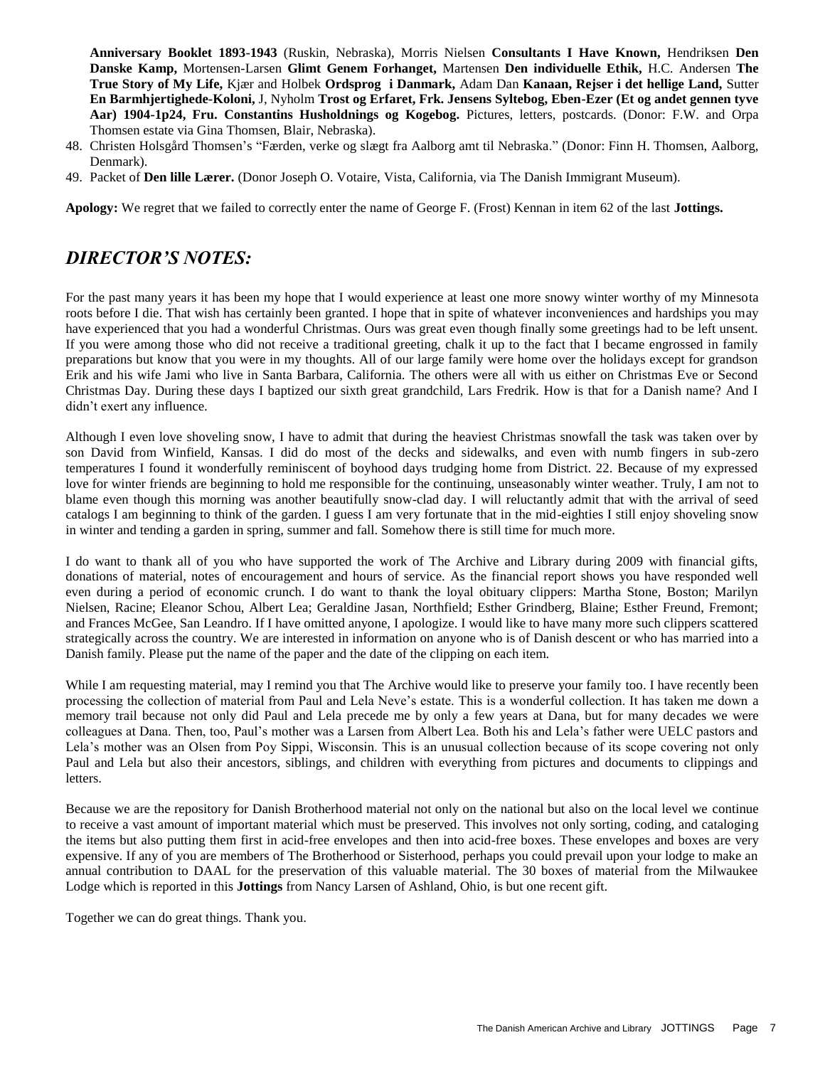**Anniversary Booklet 1893-1943** (Ruskin, Nebraska), Morris Nielsen **Consultants I Have Known,** Hendriksen **Den Danske Kamp,** Mortensen-Larsen **Glimt Genem Forhanget,** Martensen **Den individuelle Ethik,** H.C. Andersen **The True Story of My Life,** Kjær and Holbek **Ordsprog i Danmark,** Adam Dan **Kanaan, Rejser i det hellige Land,** Sutter **En Barmhjertighede-Koloni,** J, Nyholm **Trost og Erfaret, Frk. Jensens Syltebog, Eben-Ezer (Et og andet gennen tyve Aar) 1904-1p24, Fru. Constantins Husholdnings og Kogebog.** Pictures, letters, postcards. (Donor: F.W. and Orpa Thomsen estate via Gina Thomsen, Blair, Nebraska).

48. Christen Holsgård Thomsen's "Færden, verke og slægt fra Aalborg amt til Nebraska." (Donor: Finn H. Thomsen, Aalborg, Denmark).
49. Packet of **Den lille Lærer.** (Donor Joseph O. Votaire, Vista, California, via The Danish Immigrant Museum).

**Apology:** We regret that we failed to correctly enter the name of George F. (Frost) Kennan in item 62 of the last **Jottings.**

## *DIRECTOR'S NOTES:*

For the past many years it has been my hope that I would experience at least one more snowy winter worthy of my Minnesota roots before I die. That wish has certainly been granted. I hope that in spite of whatever inconveniences and hardships you may have experienced that you had a wonderful Christmas. Ours was great even though finally some greetings had to be left unsent. If you were among those who did not receive a traditional greeting, chalk it up to the fact that I became engrossed in family preparations but know that you were in my thoughts. All of our large family were home over the holidays except for grandson Erik and his wife Jami who live in Santa Barbara, California. The others were all with us either on Christmas Eve or Second Christmas Day. During these days I baptized our sixth great grandchild, Lars Fredrik. How is that for a Danish name? And I didn't exert any influence.

Although I even love shoveling snow, I have to admit that during the heaviest Christmas snowfall the task was taken over by son David from Winfield, Kansas. I did do most of the decks and sidewalks, and even with numb fingers in sub-zero temperatures I found it wonderfully reminiscent of boyhood days trudging home from District. 22. Because of my expressed love for winter friends are beginning to hold me responsible for the continuing, unseasonably winter weather. Truly, I am not to blame even though this morning was another beautifully snow-clad day. I will reluctantly admit that with the arrival of seed catalogs I am beginning to think of the garden. I guess I am very fortunate that in the mid-eighties I still enjoy shoveling snow in winter and tending a garden in spring, summer and fall. Somehow there is still time for much more.

I do want to thank all of you who have supported the work of The Archive and Library during 2009 with financial gifts, donations of material, notes of encouragement and hours of service. As the financial report shows you have responded well even during a period of economic crunch. I do want to thank the loyal obituary clippers: Martha Stone, Boston; Marilyn Nielsen, Racine; Eleanor Schou, Albert Lea; Geraldine Jasan, Northfield; Esther Grindberg, Blaine; Esther Freund, Fremont; and Frances McGee, San Leandro. If I have omitted anyone, I apologize. I would like to have many more such clippers scattered strategically across the country. We are interested in information on anyone who is of Danish descent or who has married into a Danish family. Please put the name of the paper and the date of the clipping on each item.

While I am requesting material, may I remind you that The Archive would like to preserve your family too. I have recently been processing the collection of material from Paul and Lela Neve's estate. This is a wonderful collection. It has taken me down a memory trail because not only did Paul and Lela precede me by only a few years at Dana, but for many decades we were colleagues at Dana. Then, too, Paul's mother was a Larsen from Albert Lea. Both his and Lela's father were UELC pastors and Lela's mother was an Olsen from Poy Sippi, Wisconsin. This is an unusual collection because of its scope covering not only Paul and Lela but also their ancestors, siblings, and children with everything from pictures and documents to clippings and letters.

Because we are the repository for Danish Brotherhood material not only on the national but also on the local level we continue to receive a vast amount of important material which must be preserved. This involves not only sorting, coding, and cataloging the items but also putting them first in acid-free envelopes and then into acid-free boxes. These envelopes and boxes are very expensive. If any of you are members of The Brotherhood or Sisterhood, perhaps you could prevail upon your lodge to make an annual contribution to DAAL for the preservation of this valuable material. The 30 boxes of material from the Milwaukee Lodge which is reported in this **Jottings** from Nancy Larsen of Ashland, Ohio, is but one recent gift.

Together we can do great things. Thank you.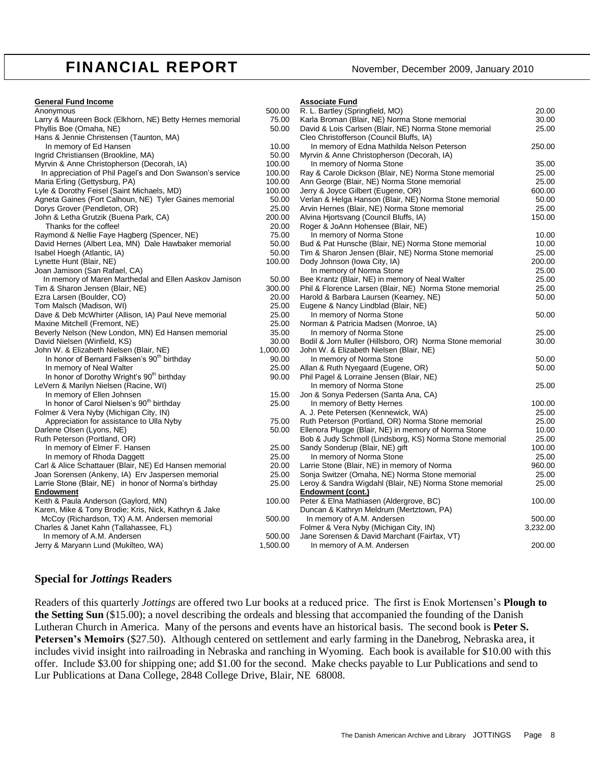# FINANCIAL REPORT

November, December 2009, January 2010

**General Fund Income**

| | |
|---|---|
| Anonymous | 500.00 |
| Larry & Maureen Bock (Elkhorn, NE) Betty Hernes memorial | 75.00 |
| Phyllis Boe (Omaha, NE) | 50.00 |
| Hans & Jennie Christensen (Taunton, MA) | |
| In memory of Ed Hansen | 10.00 |
| Ingrid Christiansen (Brookline, MA) | 50.00 |
| Myrvin & Anne Christopherson (Decorah, IA) | 100.00 |
| In appreciation of Phil Pagel's and Don Swanson's service | 100.00 |
| Maria Erling (Gettysburg, PA) | 100.00 |
| Lyle & Dorothy Feisel (Saint Michaels, MD) | 100.00 |
| Agneta Gaines (Fort Calhoun, NE) Tyler Gaines memorial | 50.00 |
| Dorys Grover (Pendleton, OR) | 25.00 |
| John & Letha Grutzik (Buena Park, CA) | 200.00 |
| Thanks for the coffee! | 20.00 |
| Raymond & Nellie Faye Hagberg (Spencer, NE) | 75.00 |
| David Hernes (Albert Lea, MN) Dale Hawbaker memorial | 50.00 |
| Isabel Hoegh (Atlantic, IA) | 50.00 |
| Lynette Hunt (Blair, NE) | 100.00 |
| Joan Jamison (San Rafael, CA) | |
| In memory of Maren Marthedal and Ellen Aaskov Jamison | 50.00 |
| Tim & Sharon Jensen (Blair, NE) | 300.00 |
| Ezra Larsen (Boulder, CO) | 20.00 |
| Tom Malsch (Madison, WI) | 25.00 |
| Dave & Deb McWhirter (Allison, IA) Paul Neve memorial | 25.00 |
| Maxine Mitchell (Fremont, NE) | 25.00 |
| Beverly Nelson (New London, MN) Ed Hansen memorial | 35.00 |
| David Nielsen (Winfield, KS) | 30.00 |
| John W. & Elizabeth Nielsen (Blair, NE) | 1,000.00 |
| In honor of Bernard Falksen's 90th birthday | 90.00 |
| In memory of Neal Walter | 25.00 |
| In honor of Dorothy Wright's 90th birthday | 90.00 |
| LeVern & Marilyn Nielsen (Racine, WI) | |
| In memory of Ellen Johnsen | 15.00 |
| In honor of Carol Nielsen's 90th birthday | 25.00 |
| Folmer & Vera Nyby (Michigan City, IN) | |
| Appreciation for assistance to Ulla Nyby | 75.00 |
| Darlene Olsen (Lyons, NE) | 50.00 |
| Ruth Peterson (Portland, OR) | |
| In memory of Elmer F. Hansen | 25.00 |
| In memory of Rhoda Daggett | 25.00 |
| Carl & Alice Schattauer (Blair, NE) Ed Hansen memorial | 20.00 |
| Joan Sorensen (Ankeny, IA) Erv Jaspersen memorial | 25.00 |
| Larrie Stone (Blair, NE) in honor of Norma's birthday | 25.00 |

**Endowment**

| | |
|---|---|
| Keith & Paula Anderson (Gaylord, MN) | 100.00 |
| Karen, Mike & Tony Brodie; Kris, Nick, Kathryn & Jake | |
| McCoy (Richardson, TX) A.M. Andersen memorial | 500.00 |
| Charles & Janet Kahn (Tallahassee, FL) | |
| In memory of A.M. Andersen | 500.00 |
| Jerry & Maryann Lund (Mukilteo, WA) | 1,500.00 |

**Associate Fund**

| | |
|---|---|
| R. L. Bartley (Springfield, MO) | 20.00 |
| Karla Broman (Blair, NE) Norma Stone memorial | 30.00 |
| David & Lois Carlsen (Blair, NE) Norma Stone memorial | 25.00 |
| Cleo Christofferson (Council Bluffs, IA) | |
| In memory of Edna Mathilda Nelson Peterson | 250.00 |
| Myrvin & Anne Christopherson (Decorah, IA) | |
| In memory of Norma Stone | 35.00 |
| Ray & Carole Dickson (Blair, NE) Norma Stone memorial | 25.00 |
| Ann George (Blair, NE) Norma Stone memorial | 25.00 |
| Jerry & Joyce Gilbert (Eugene, OR) | 600.00 |
| Verlan & Helga Hanson (Blair, NE) Norma Stone memorial | 50.00 |
| Arvin Hernes (Blair, NE) Norma Stone memorial | 25.00 |
| Alvina Hjortsvang (Council Bluffs, IA) | 150.00 |
| Roger & JoAnn Hohensee (Blair, NE) | |
| In memory of Norma Stone | 10.00 |
| Bud & Pat Hunsche (Blair, NE) Norma Stone memorial | 10.00 |
| Tim & Sharon Jensen (Blair, NE) Norma Stone memorial | 25.00 |
| Dody Johnson (Iowa City, IA) | 200.00 |
| In memory of Norma Stone | 25.00 |
| Bee Krantz (Blair, NE) in memory of Neal Walter | 25.00 |
| Phil & Florence Larsen (Blair, NE) Norma Stone memorial | 25.00 |
| Harold & Barbara Laursen (Kearney, NE) | 50.00 |
| Eugene & Nancy Lindblad (Blair, NE) | |
| In memory of Norma Stone | 50.00 |
| Norman & Patricia Madsen (Monroe, IA) | |
| In memory of Norma Stone | 25.00 |
| Bodil & Jorn Muller (Hillsboro, OR) Norma Stone memorial | 30.00 |
| John W. & Elizabeth Nielsen (Blair, NE) | |
| In memory of Norma Stone | 50.00 |
| Allan & Ruth Nyegaard (Eugene, OR) | 50.00 |
| Phil Pagel & Lorraine Jensen (Blair, NE) | |
| In memory of Norma Stone | 25.00 |
| Jon & Sonya Pedersen (Santa Ana, CA) | |
| In memory of Betty Hernes | 100.00 |
| A. J. Pete Petersen (Kennewick, WA) | 25.00 |
| Ruth Peterson (Portland, OR) Norma Stone memorial | 25.00 |
| Ellenora Plugge (Blair, NE) in memory of Norma Stone | 10.00 |
| Bob & Judy Schmoll (Lindsborg, KS) Norma Stone memorial | 25.00 |
| Sandy Sonderup (Blair, NE) gift | 100.00 |
| In memory of Norma Stone | 25.00 |
| Larrie Stone (Blair, NE) in memory of Norma | 960.00 |
| Sonja Switzer (Omaha, NE) Norma Stone memorial | 25.00 |
| Leroy & Sandra Wigdahl (Blair, NE) Norma Stone memorial | 25.00 |

**Endowment (cont.)**

| | |
|---|---|
| Peter & Elna Mathiasen (Aldergrove, BC) | 100.00 |
| Duncan & Kathryn Meldrum (Mertztown, PA) | |
| In memory of A.M. Andersen | 500.00 |
| Folmer & Vera Nyby (Michigan City, IN) | 3,232.00 |
| Jane Sorensen & David Marchant (Fairfax, VT) | |
| In memory of A.M. Andersen | 200.00 |

## Special for *Jottings* Readers

Readers of this quarterly *Jottings* are offered two Lur books at a reduced price. The first is Enok Mortensen's **Plough to the Setting Sun** ($15.00); a novel describing the ordeals and blessing that accompanied the founding of the Danish Lutheran Church in America. Many of the persons and events have an historical basis. The second book is **Peter S. Petersen's Memoirs** ($27.50). Although centered on settlement and early farming in the Danebrog, Nebraska area, it includes vivid insight into railroading in Nebraska and ranching in Wyoming. Each book is available for $10.00 with this offer. Include $3.00 for shipping one; add $1.00 for the second. Make checks payable to Lur Publications and send to Lur Publications at Dana College, 2848 College Drive, Blair, NE 68008.